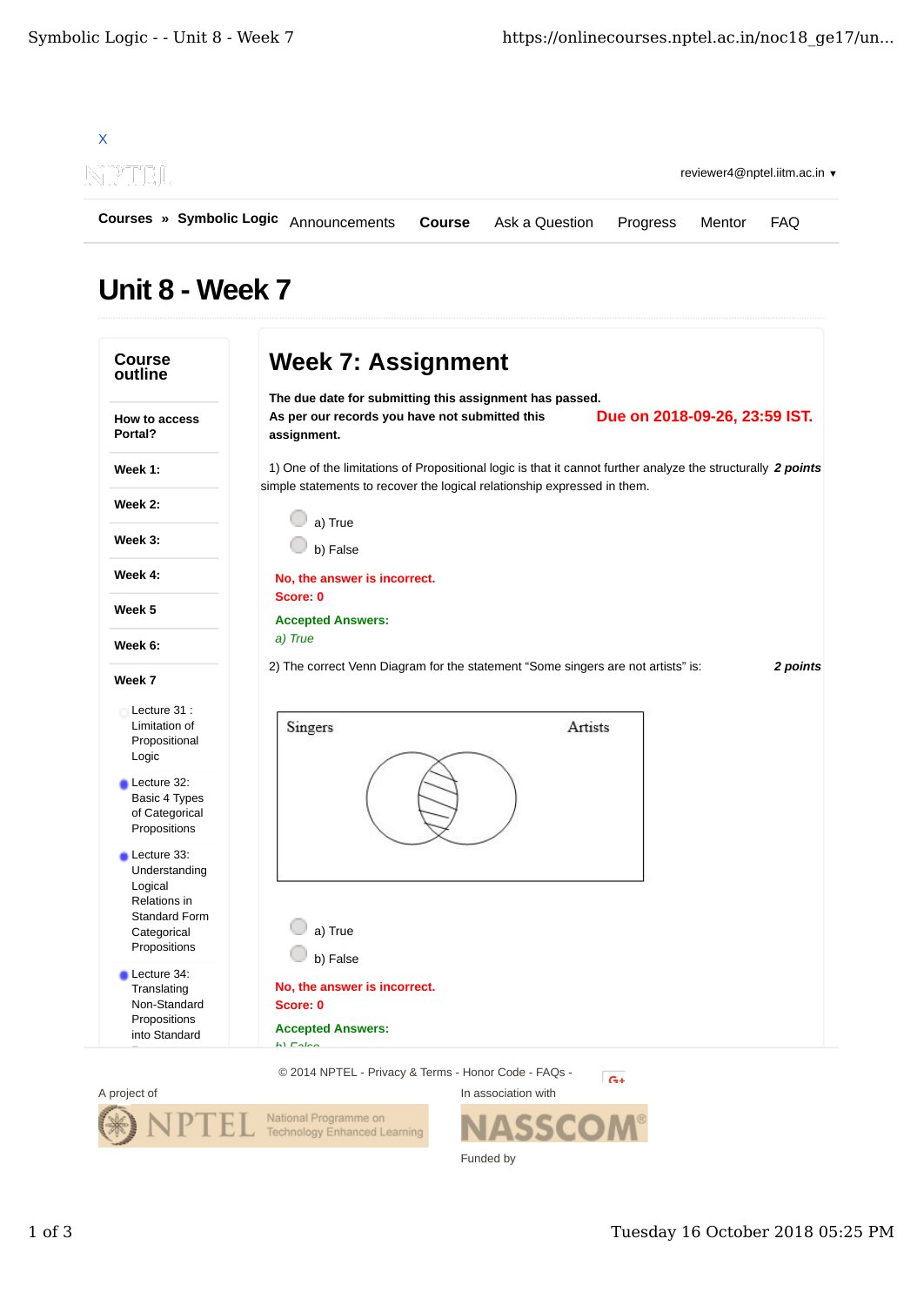X

reviewer4@nptel.iitm.ac.in ▾

**Courses** » **Symbolic Logic** Announcements **Course** Ask a Question Progress Mentor FAQ

# Unit 8 - Week 7

**Course outline**

**How to access Portal?**

**Week 1:**

**Week 2:**

**Week 3:**

**Week 4:**

**Week 5**

**Week 6:**

**Week 7**

- Lecture 31 : Limitation of Propositional Logic
- Lecture 32: Basic 4 Types of Categorical Propositions
- Lecture 33: Understanding Logical Relations in Standard Form Categorical Propositions
- Lecture 34: Translating Non-Standard Propositions into Standard

## Week 7: Assignment

**The due date for submitting this assignment has passed.**
**As per our records you have not submitted this assignment.**

**Due on 2018-09-26, 23:59 IST.**

1) One of the limitations of Propositional logic is that it cannot further analyze the structurally simple statements to recover the logical relationship expressed in them. ***2 points***

a) True

b) False

**No, the answer is incorrect.**
**Score: 0**

**Accepted Answers:**
*a) True*

2) The correct Venn Diagram for the statement "Some singers are not artists" is: ***2 points***

Singers Artists

a) True

b) False

**No, the answer is incorrect.**
**Score: 0**

**Accepted Answers:**
*b) False*

© 2014 NPTEL - Privacy & Terms - Honor Code - FAQs -

A project of

In association with

Funded by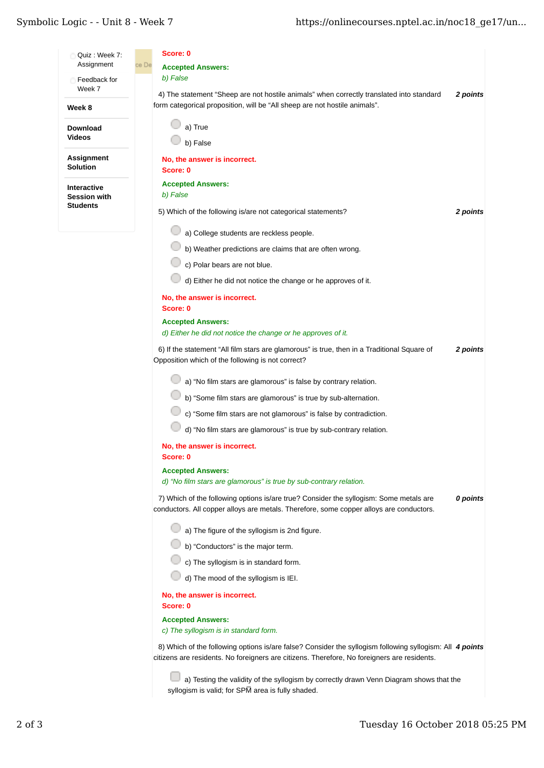- Quiz : Week 7: Assignment
- Feedback for Week 7

**Week 8**

**Download Videos**

**Assignment Solution**

**Interactive Session with Students**

**Score: 0**

**Accepted Answers:**
*b) False*

4) The statement "Sheep are not hostile animals" when correctly translated into standard form categorical proposition, will be "All sheep are not hostile animals". **2 points**

- a) True
- b) False

**No, the answer is incorrect.**
**Score: 0**

**Accepted Answers:**
*b) False*

5) Which of the following is/are not categorical statements? **2 points**

- a) College students are reckless people.
- b) Weather predictions are claims that are often wrong.
- c) Polar bears are not blue.
- d) Either he did not notice the change or he approves of it.

**No, the answer is incorrect.**
**Score: 0**

**Accepted Answers:**
*d) Either he did not notice the change or he approves of it.*

6) If the statement "All film stars are glamorous" is true, then in a Traditional Square of Opposition which of the following is not correct? **2 points**

- a) "No film stars are glamorous" is false by contrary relation.
- b) "Some film stars are glamorous" is true by sub-alternation.
- c) "Some film stars are not glamorous" is false by contradiction.
- d) "No film stars are glamorous" is true by sub-contrary relation.

**No, the answer is incorrect.**
**Score: 0**

**Accepted Answers:**
*d) "No film stars are glamorous" is true by sub-contrary relation.*

7) Which of the following options is/are true? Consider the syllogism: Some metals are conductors. All copper alloys are metals. Therefore, some copper alloys are conductors. **0 points**

- a) The figure of the syllogism is 2nd figure.
- b) "Conductors" is the major term.
- c) The syllogism is in standard form.
- d) The mood of the syllogism is IEI.

**No, the answer is incorrect.**
**Score: 0**

**Accepted Answers:**
*c) The syllogism is in standard form.*

8) Which of the following options is/are false? Consider the syllogism following syllogism: All citizens are residents. No foreigners are citizens. Therefore, No foreigners are residents. **4 points**

- a) Testing the validity of the syllogism by correctly drawn Venn Diagram shows that the syllogism is valid; for SP$\overline{M}$ area is fully shaded.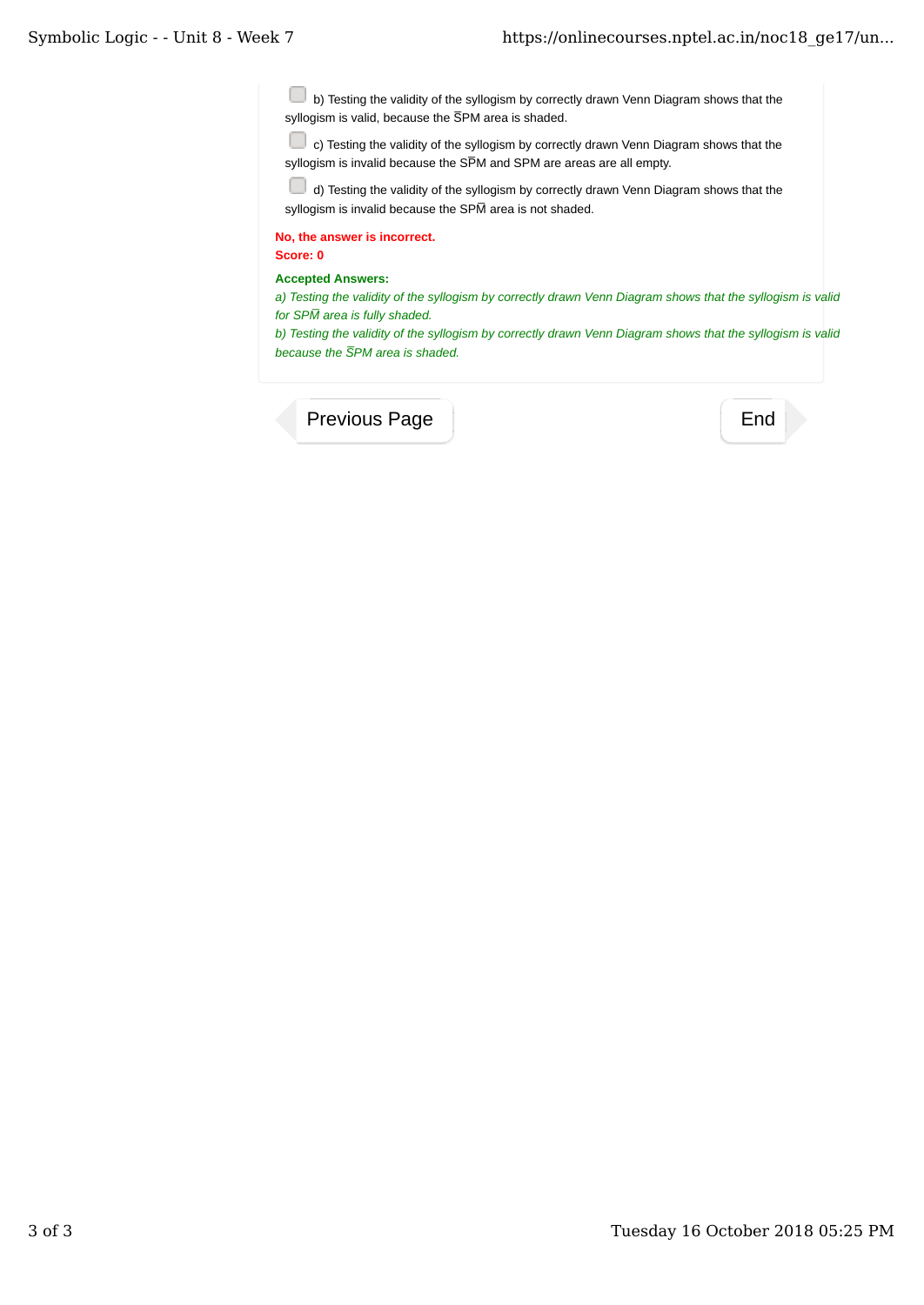b) Testing the validity of the syllogism by correctly drawn Venn Diagram shows that the syllogism is valid, because the $\bar{S}PM$ area is shaded.

c) Testing the validity of the syllogism by correctly drawn Venn Diagram shows that the syllogism is invalid because the $S\bar{P}M$ and SPM are areas are all empty.

d) Testing the validity of the syllogism by correctly drawn Venn Diagram shows that the syllogism is invalid because the $SP\bar{M}$ area is not shaded.

**No, the answer is incorrect.**
**Score: 0**

**Accepted Answers:**

*a) Testing the validity of the syllogism by correctly drawn Venn Diagram shows that the syllogism is valid for $SP\bar{M}$ area is fully shaded.*

*b) Testing the validity of the syllogism by correctly drawn Venn Diagram shows that the syllogism is valid because the $\bar{S}PM$ area is shaded.*

Previous Page

End